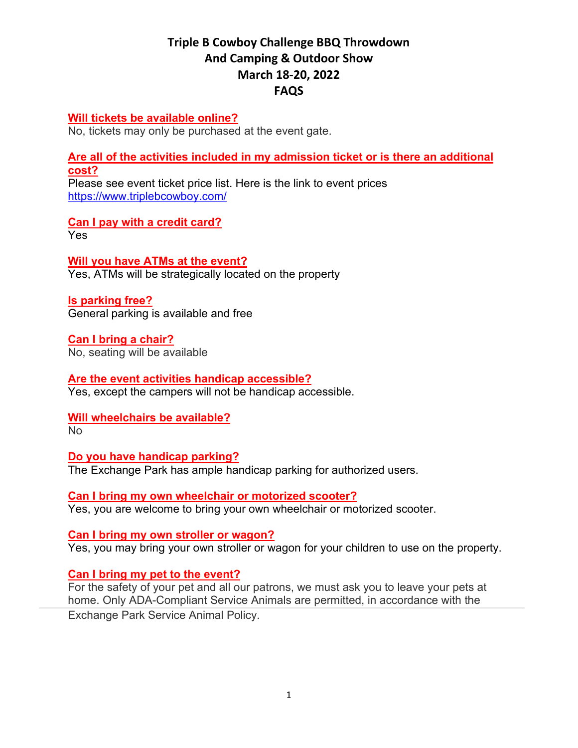# Triple B Cowboy Challenge BBQ Throwdown
# And Camping & Outdoor Show
# March 18-20, 2022
# FAQS

**Will tickets be available online?**
No, tickets may only be purchased at the event gate.

**Are all of the activities included in my admission ticket or is there an additional cost?**
Please see event ticket price list. Here is the link to event prices
https://www.triplebcowboy.com/

**Can I pay with a credit card?**
Yes

**Will you have ATMs at the event?**
Yes, ATMs will be strategically located on the property

**Is parking free?**
General parking is available and free

**Can I bring a chair?**
No, seating will be available

**Are the event activities handicap accessible?**
Yes, except the campers will not be handicap accessible.

**Will wheelchairs be available?**
No

**Do you have handicap parking?**
The Exchange Park has ample handicap parking for authorized users.

**Can I bring my own wheelchair or motorized scooter?**
Yes, you are welcome to bring your own wheelchair or motorized scooter.

**Can I bring my own stroller or wagon?**
Yes, you may bring your own stroller or wagon for your children to use on the property.

**Can I bring my pet to the event?**
For the safety of your pet and all our patrons, we must ask you to leave your pets at home. Only ADA-Compliant Service Animals are permitted, in accordance with the Exchange Park Service Animal Policy.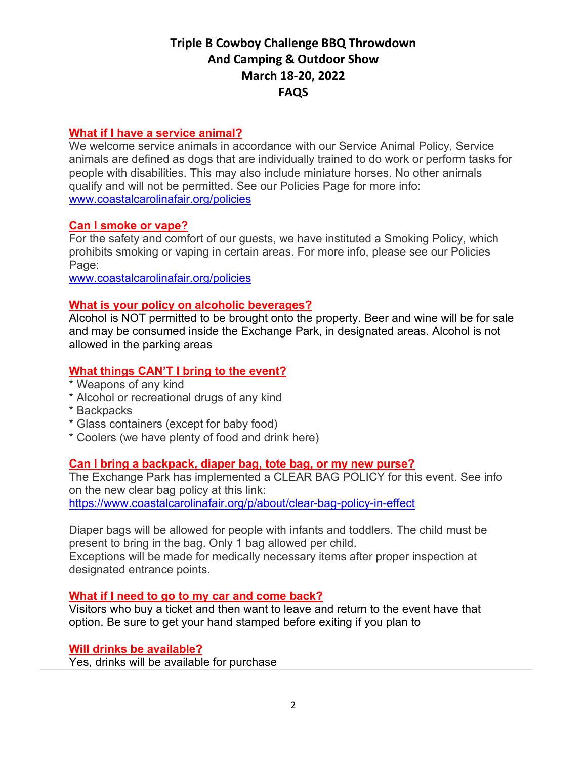# Triple B Cowboy Challenge BBQ Throwdown And Camping & Outdoor Show March 18-20, 2022 FAQS

## What if I have a service animal?

We welcome service animals in accordance with our Service Animal Policy, Service animals are defined as dogs that are individually trained to do work or perform tasks for people with disabilities. This may also include miniature horses. No other animals qualify and will not be permitted. See our Policies Page for more info: [www.coastalcarolinafair.org/policies](www.coastalcarolinafair.org/policies)

## Can I smoke or vape?

For the safety and comfort of our guests, we have instituted a Smoking Policy, which prohibits smoking or vaping in certain areas. For more info, please see our Policies Page:
[www.coastalcarolinafair.org/policies](www.coastalcarolinafair.org/policies)

## What is your policy on alcoholic beverages?

Alcohol is NOT permitted to be brought onto the property. Beer and wine will be for sale and may be consumed inside the Exchange Park, in designated areas. Alcohol is not allowed in the parking areas

## What things CAN'T I bring to the event?

* Weapons of any kind
* Alcohol or recreational drugs of any kind
* Backpacks
* Glass containers (except for baby food)
* Coolers (we have plenty of food and drink here)

## Can I bring a backpack, diaper bag, tote bag, or my new purse?

The Exchange Park has implemented a CLEAR BAG POLICY for this event. See info on the new clear bag policy at this link:
[https://www.coastalcarolinafair.org/p/about/clear-bag-policy-in-effect](https://www.coastalcarolinafair.org/p/about/clear-bag-policy-in-effect)

Diaper bags will be allowed for people with infants and toddlers. The child must be present to bring in the bag. Only 1 bag allowed per child.
Exceptions will be made for medically necessary items after proper inspection at designated entrance points.

## What if I need to go to my car and come back?

Visitors who buy a ticket and then want to leave and return to the event have that option. Be sure to get your hand stamped before exiting if you plan to

## Will drinks be available?

Yes, drinks will be available for purchase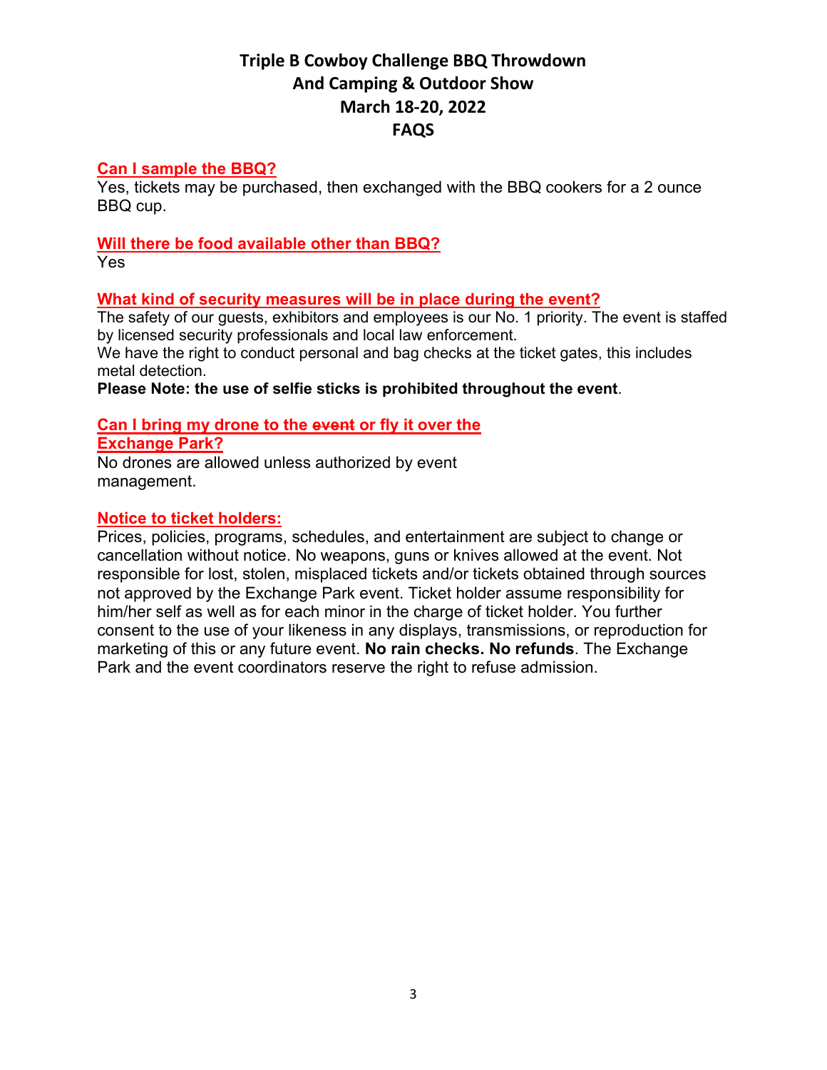# Triple B Cowboy Challenge BBQ Throwdown
# And Camping & Outdoor Show
# March 18-20, 2022
# FAQS

## Can I sample the BBQ?

Yes, tickets may be purchased, then exchanged with the BBQ cookers for a 2 ounce BBQ cup.

## Will there be food available other than BBQ?

Yes

## What kind of security measures will be in place during the event?

The safety of our guests, exhibitors and employees is our No. 1 priority. The event is staffed by licensed security professionals and local law enforcement.

We have the right to conduct personal and bag checks at the ticket gates, this includes metal detection.

**Please Note: the use of selfie sticks is prohibited throughout the event**.

## Can I bring my drone to the ~~event~~ or fly it over the Exchange Park?

No drones are allowed unless authorized by event management.

## Notice to ticket holders:

Prices, policies, programs, schedules, and entertainment are subject to change or cancellation without notice. No weapons, guns or knives allowed at the event. Not responsible for lost, stolen, misplaced tickets and/or tickets obtained through sources not approved by the Exchange Park event. Ticket holder assume responsibility for him/her self as well as for each minor in the charge of ticket holder. You further consent to the use of your likeness in any displays, transmissions, or reproduction for marketing of this or any future event. **No rain checks. No refunds**. The Exchange Park and the event coordinators reserve the right to refuse admission.